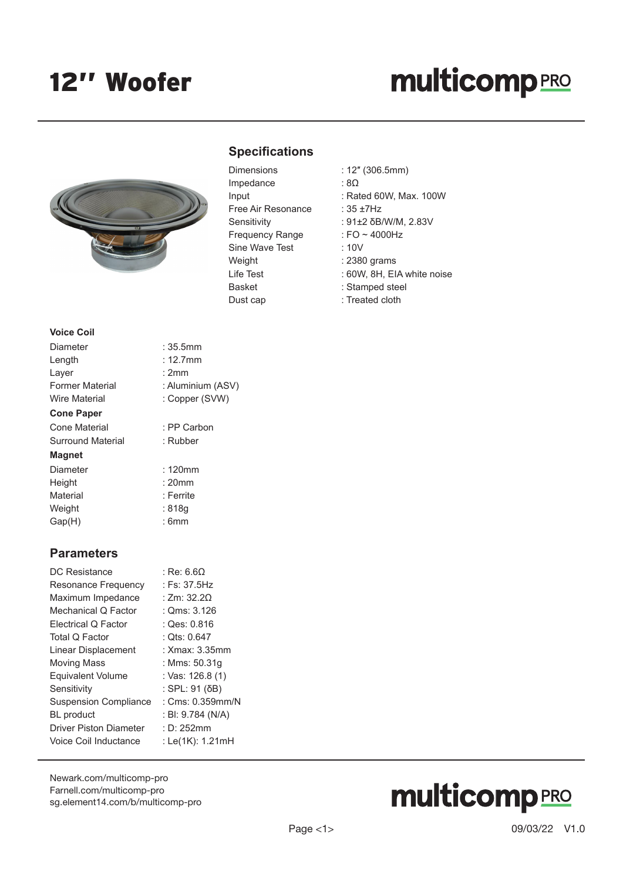# 12" Woofer

## Specifications

| | |
|---|---|
| Dimensions | : 12″ (306.5mm) |
| Impedance | : 8Ω |
| Input | : Rated 60W, Max. 100W |
| Free Air Resonance | : 35 ±7Hz |
| Sensitivity | : 91±2 δB/W/M, 2.83V |
| Frequency Range | : FO ~ 4000Hz |
| Sine Wave Test | : 10V |
| Weight | : 2380 grams |
| Life Test | : 60W, 8H, EIA white noise |
| Basket | : Stamped steel |
| Dust cap | : Treated cloth |

**Voice Coil**

| | |
|---|---|
| Diameter | : 35.5mm |
| Length | : 12.7mm |
| Layer | : 2mm |
| Former Material | : Aluminium (ASV) |
| Wire Material | : Copper (SVW) |

**Cone Paper**

| | |
|---|---|
| Cone Material | : PP Carbon |
| Surround Material | : Rubber |

**Magnet**

| | |
|---|---|
| Diameter | : 120mm |
| Height | : 20mm |
| Material | : Ferrite |
| Weight | : 818g |
| Gap(H) | : 6mm |

## Parameters

| | |
|---|---|
| DC Resistance | : Re: 6.6Ω |
| Resonance Frequency | : Fs: 37.5Hz |
| Maximum Impedance | : Zm: 32.2Ω |
| Mechanical Q Factor | : Qms: 3.126 |
| Electrical Q Factor | : Qes: 0.816 |
| Total Q Factor | : Qts: 0.647 |
| Linear Displacement | : Xmax: 3.35mm |
| Moving Mass | : Mms: 50.31g |
| Equivalent Volume | : Vas: 126.8 (1) |
| Sensitivity | : SPL: 91 (δB) |
| Suspension Compliance | : Cms: 0.359mm/N |
| BL product | : Bl: 9.784 (N/A) |
| Driver Piston Diameter | : D: 252mm |
| Voice Coil Inductance | : Le(1K): 1.21mH |

Newark.com/multicomp-pro
Farnell.com/multicomp-pro
sg.element14.com/b/multicomp-pro

09/03/22 V1.0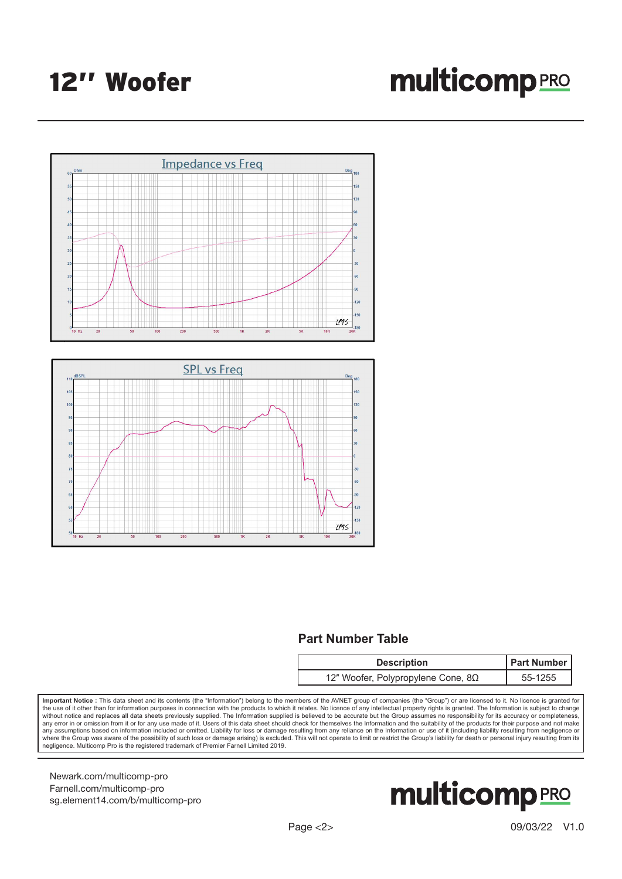# 12″ Woofer

Impedance vs Freq

Ohm

60
55
50
45
40
35
30
25
20
15
10
5
0

Deg

180
150
120
90
60
30
0
-30
-60
-90
-120
-150
-180

10 Hz 20 50 100 200 500 1K 2K 5K 10K 20K

LMS

SPL vs Freq

dBSPL

110
105
100
95
90
85
80
75
70
65
60
55
50

Deg

180
150
120
90
60
30
0
-30
-60
-90
-120
-150
-180

10 Hz 20 50 100 200 500 1K 2K 5K 10K 20K

LMS

## Part Number Table

| Description | Part Number |
|---|---|
| 12″ Woofer, Polypropylene Cone, 8Ω | 55-1255 |

**Important Notice :** This data sheet and its contents (the "Information") belong to the members of the AVNET group of companies (the "Group") or are licensed to it. No licence is granted for the use of it other than for information purposes in connection with the products to which it relates. No licence of any intellectual property rights is granted. The Information is subject to change without notice and replaces all data sheets previously supplied. The Information supplied is believed to be accurate but the Group assumes no responsibility for its accuracy or completeness, any error in or omission from it or for any use made of it. Users of this data sheet should check for themselves the Information and the suitability of the products for their purpose and not make any assumptions based on information included or omitted. Liability for loss or damage resulting from any reliance on the Information or use of it (including liability resulting from negligence or where the Group was aware of the possibility of such loss or damage arising) is excluded. This will not operate to limit or restrict the Group's liability for death or personal injury resulting from its negligence. Multicomp Pro is the registered trademark of Premier Farnell Limited 2019.

Newark.com/multicomp-pro
Farnell.com/multicomp-pro
sg.element14.com/b/multicomp-pro

09/03/22 V1.0